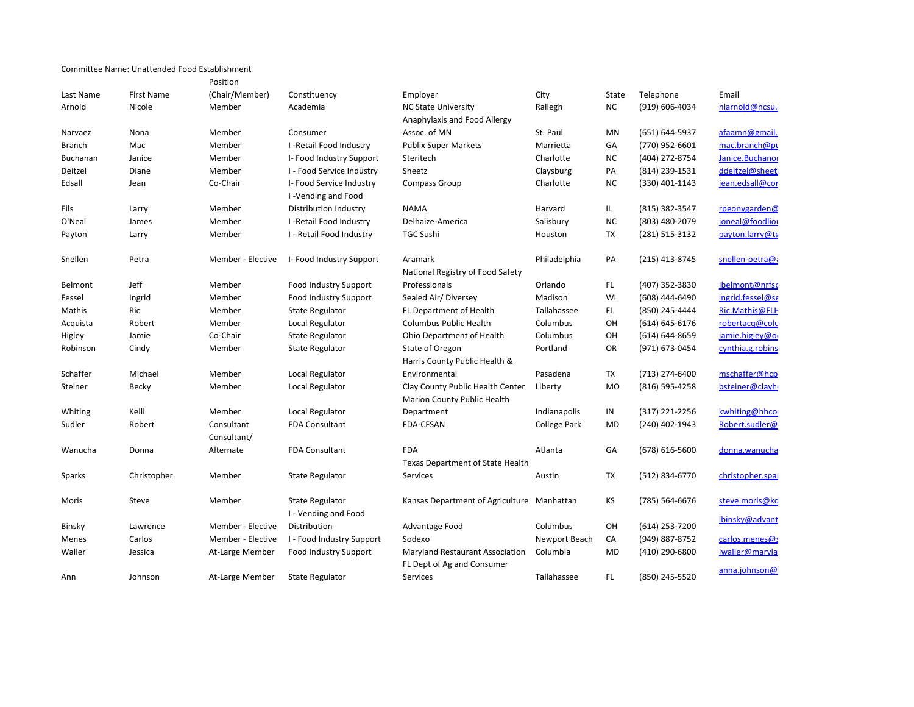Committee Name: Unattended Food Establishment

| Last Name | First Name | Position (Chair/Member) | Constituency | Employer | City | State | Telephone | Email |
|---|---|---|---|---|---|---|---|---|
| Arnold | Nicole | Member | Academia | NC State University | Raliegh | NC | (919) 606-4034 | nlarnold@ncsu. |
| Narvaez | Nona | Member | Consumer | Anaphylaxis and Food Allergy Assoc. of MN | St. Paul | MN | (651) 644-5937 | afaamn@gmail. |
| Branch | Mac | Member | I -Retail Food Industry | Publix Super Markets | Marrietta | GA | (770) 952-6601 | mac.branch@pu |
| Buchanan | Janice | Member | I- Food Industry Support | Steritech | Charlotte | NC | (404) 272-8754 | Janice.Buchanar |
| Deitzel | Diane | Member | I - Food Service Industry | Sheetz | Claysburg | PA | (814) 239-1531 | ddeitzel@sheet |
| Edsall | Jean | Co-Chair | I- Food Service Industry | Compass Group | Charlotte | NC | (330) 401-1143 | jean.edsall@cor |
| Eils | Larry | Member | I -Vending and Food Distribution Industry | NAMA | Harvard | IL | (815) 382-3547 | rpeonygarden@ |
| O'Neal | James | Member | I -Retail Food Industry | Delhaize-America | Salisbury | NC | (803) 480-2079 | joneal@foodlior |
| Payton | Larry | Member | I - Retail Food Industry | TGC Sushi | Houston | TX | (281) 515-3132 | payton.larry@t |
| Snellen | Petra | Member - Elective | I- Food Industry Support | Aramark | Philadelphia | PA | (215) 413-8745 | snellen-petra@ |
| Belmont | Jeff | Member | Food Industry Support | National Registry of Food Safety Professionals | Orlando | FL | (407) 352-3830 | jbelmont@nrfsp |
| Fessel | Ingrid | Member | Food Industry Support | Sealed Air/ Diversey | Madison | WI | (608) 444-6490 | ingrid.fessel@se |
| Mathis | Ric | Member | State Regulator | FL Department of Health | Tallahassee | FL | (850) 245-4444 | Ric.Mathis@FLH |
| Acquista | Robert | Member | Local Regulator | Columbus Public Health | Columbus | OH | (614) 645-6176 | robertacq@colu |
| Higley | Jamie | Co-Chair | State Regulator | Ohio Department of Health | Columbus | OH | (614) 644-8659 | jamie.higley@o |
| Robinson | Cindy | Member | State Regulator | State of Oregon | Portland | OR | (971) 673-0454 | cynthia.g.robins |
| Schaffer | Michael | Member | Local Regulator | Harris County Public Health & Environmental | Pasadena | TX | (713) 274-6400 | mschaffer@hcp |
| Steiner | Becky | Member | Local Regulator | Clay County Public Health Center | Liberty | MO | (816) 595-4258 | bsteiner@clayh |
| Whiting | Kelli | Member | Local Regulator | Marion County Public Health Department | Indianapolis | IN | (317) 221-2256 | kwhiting@hhco |
| Sudler | Robert | Consultant | FDA Consultant | FDA-CFSAN | College Park | MD | (240) 402-1943 | Robert.sudler@ |
| Wanucha | Donna | Consultant/ Alternate | FDA Consultant | FDA | Atlanta | GA | (678) 616-5600 | donna.wanucha |
| Sparks | Christopher | Member | State Regulator | Texas Department of State Health Services | Austin | TX | (512) 834-6770 | christopher.spa |
| Moris | Steve | Member | State Regulator | Kansas Department of Agriculture | Manhattan | KS | (785) 564-6676 | steve.moris@kd |
| Binsky | Lawrence | Member - Elective | I - Vending and Food Distribution | Advantage Food | Columbus | OH | (614) 253-7200 | lbinsky@advant |
| Menes | Carlos | Member - Elective | I - Food Industry Support | Sodexo | Newport Beach | CA | (949) 887-8752 | carlos.menes@ |
| Waller | Jessica | At-Large Member | Food Industry Support | Maryland Restaurant Association | Columbia | MD | (410) 290-6800 | jwaller@maryla |
| Ann | Johnson | At-Large Member | State Regulator | FL Dept of Ag and Consumer Services | Tallahassee | FL | (850) 245-5520 | anna.johnson@ |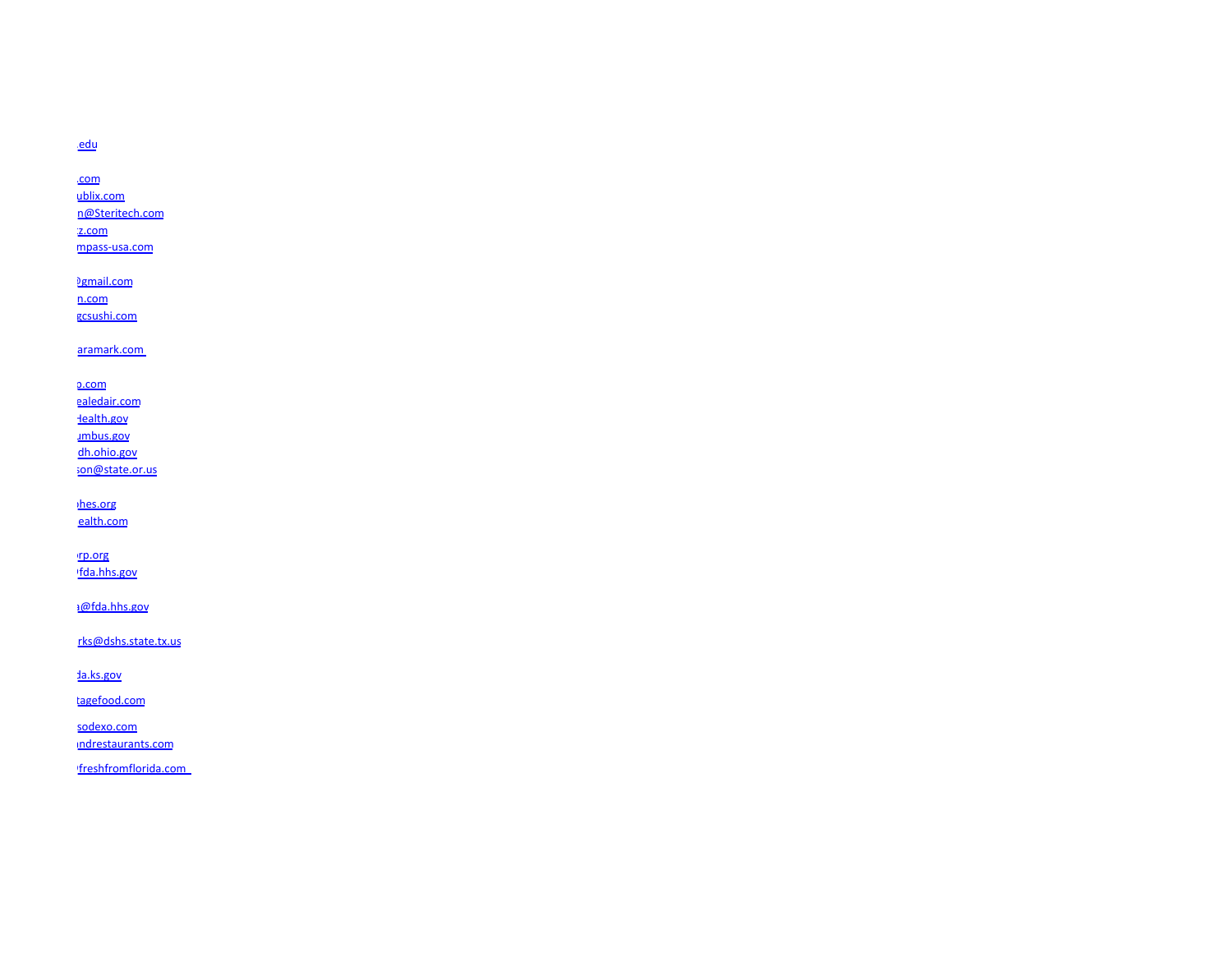.edu

.com
ublix.com
n@Steritech.com
z.com
mpass-usa.com

@gmail.com
n.com
gcsushi.com

aramark.com

o.com
ealedair.com
Health.gov
umbus.gov
dh.ohio.gov
son@state.or.us

hes.org
ealth.com

rp.org
fda.hhs.gov

a@fda.hhs.gov

rks@dshs.state.tx.us

da.ks.gov

tagefood.com

sodexo.com
ndrestaurants.com

freshfromflorida.com